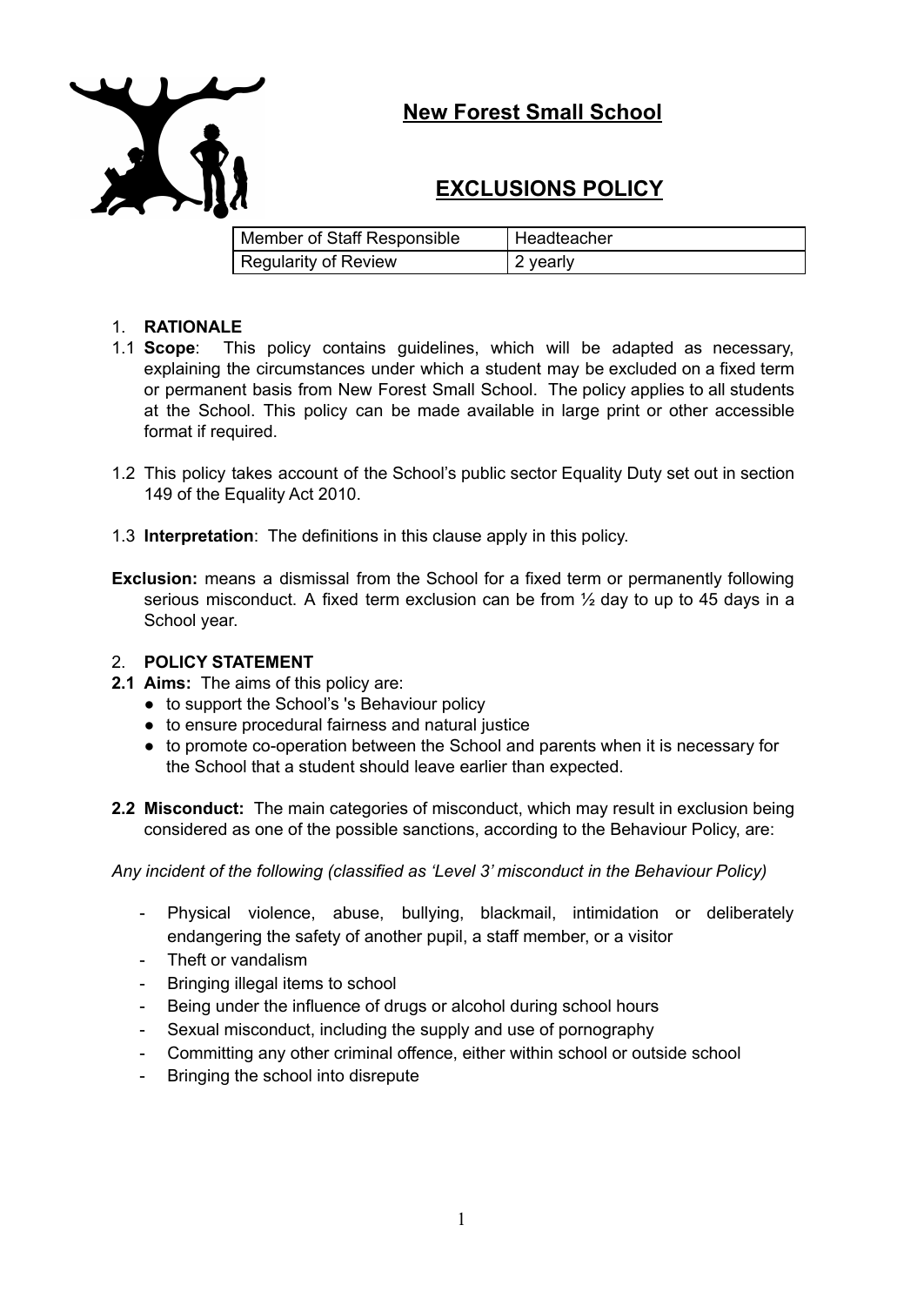# New Forest Small School

## EXCLUSIONS POLICY

| Member of Staff Responsible | Headteacher |
| --- | --- |
| Regularity of Review | 2 yearly |

1. **RATIONALE**

1.1 **Scope**: This policy contains guidelines, which will be adapted as necessary, explaining the circumstances under which a student may be excluded on a fixed term or permanent basis from New Forest Small School. The policy applies to all students at the School. This policy can be made available in large print or other accessible format if required.

1.2 This policy takes account of the School's public sector Equality Duty set out in section 149 of the Equality Act 2010.

1.3 **Interpretation**: The definitions in this clause apply in this policy.

**Exclusion:** means a dismissal from the School for a fixed term or permanently following serious misconduct. A fixed term exclusion can be from ½ day to up to 45 days in a School year.

2. **POLICY STATEMENT**

**2.1 Aims:** The aims of this policy are:

- to support the School's 's Behaviour policy
- to ensure procedural fairness and natural justice
- to promote co-operation between the School and parents when it is necessary for the School that a student should leave earlier than expected.

**2.2 Misconduct:** The main categories of misconduct, which may result in exclusion being considered as one of the possible sanctions, according to the Behaviour Policy, are:

*Any incident of the following (classified as 'Level 3' misconduct in the Behaviour Policy)*

- Physical violence, abuse, bullying, blackmail, intimidation or deliberately endangering the safety of another pupil, a staff member, or a visitor
- Theft or vandalism
- Bringing illegal items to school
- Being under the influence of drugs or alcohol during school hours
- Sexual misconduct, including the supply and use of pornography
- Committing any other criminal offence, either within school or outside school
- Bringing the school into disrepute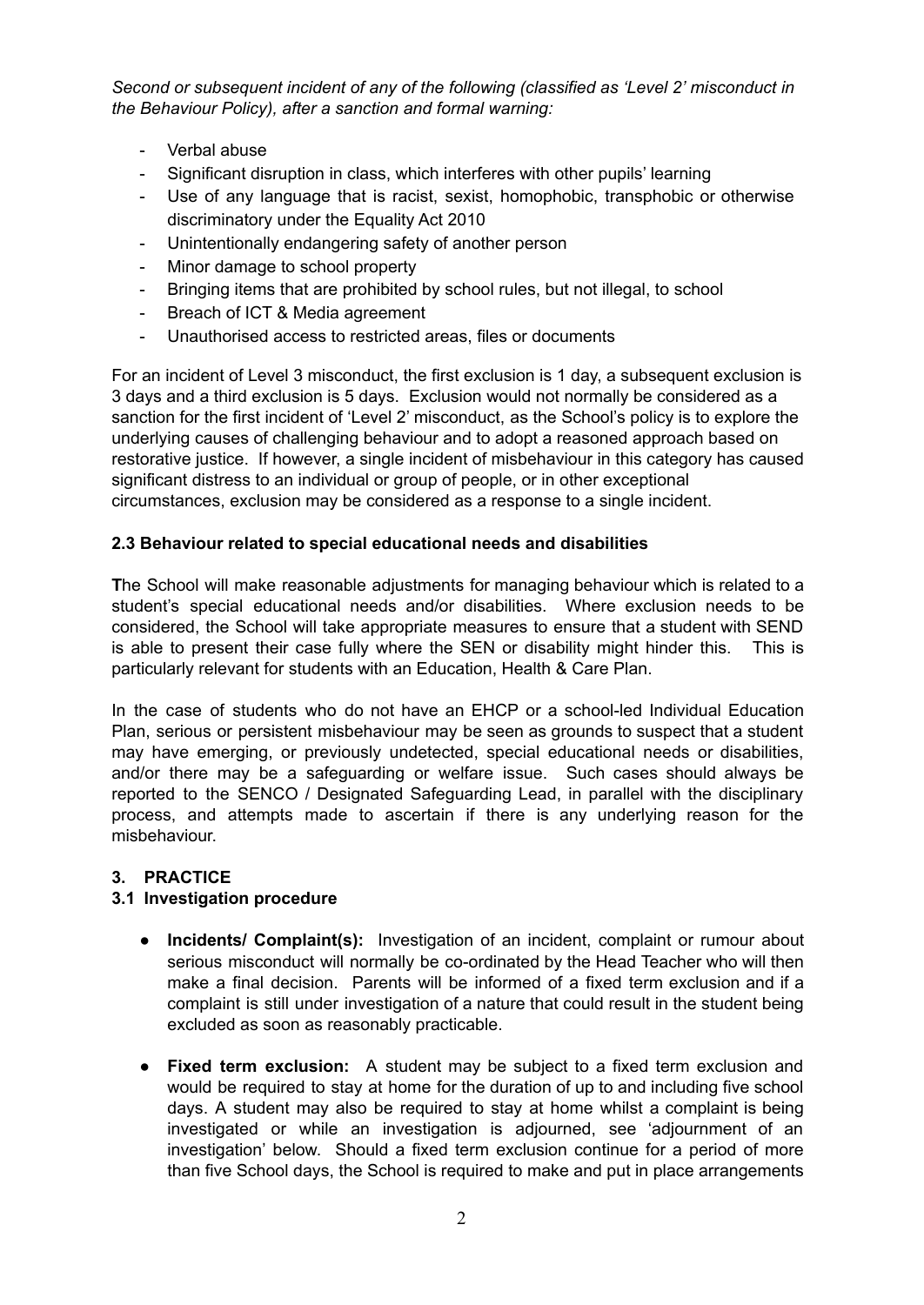*Second or subsequent incident of any of the following (classified as 'Level 2' misconduct in the Behaviour Policy), after a sanction and formal warning:*

- Verbal abuse
- Significant disruption in class, which interferes with other pupils' learning
- Use of any language that is racist, sexist, homophobic, transphobic or otherwise discriminatory under the Equality Act 2010
- Unintentionally endangering safety of another person
- Minor damage to school property
- Bringing items that are prohibited by school rules, but not illegal, to school
- Breach of ICT & Media agreement
- Unauthorised access to restricted areas, files or documents

For an incident of Level 3 misconduct, the first exclusion is 1 day, a subsequent exclusion is 3 days and a third exclusion is 5 days. Exclusion would not normally be considered as a sanction for the first incident of 'Level 2' misconduct, as the School's policy is to explore the underlying causes of challenging behaviour and to adopt a reasoned approach based on restorative justice. If however, a single incident of misbehaviour in this category has caused significant distress to an individual or group of people, or in other exceptional circumstances, exclusion may be considered as a response to a single incident.

**2.3 Behaviour related to special educational needs and disabilities**

**T**he School will make reasonable adjustments for managing behaviour which is related to a student's special educational needs and/or disabilities. Where exclusion needs to be considered, the School will take appropriate measures to ensure that a student with SEND is able to present their case fully where the SEN or disability might hinder this. This is particularly relevant for students with an Education, Health & Care Plan.

In the case of students who do not have an EHCP or a school-led Individual Education Plan, serious or persistent misbehaviour may be seen as grounds to suspect that a student may have emerging, or previously undetected, special educational needs or disabilities, and/or there may be a safeguarding or welfare issue. Such cases should always be reported to the SENCO / Designated Safeguarding Lead, in parallel with the disciplinary process, and attempts made to ascertain if there is any underlying reason for the misbehaviour.

## 3. PRACTICE

### 3.1 Investigation procedure

- **Incidents/ Complaint(s):** Investigation of an incident, complaint or rumour about serious misconduct will normally be co-ordinated by the Head Teacher who will then make a final decision. Parents will be informed of a fixed term exclusion and if a complaint is still under investigation of a nature that could result in the student being excluded as soon as reasonably practicable.

- **Fixed term exclusion:** A student may be subject to a fixed term exclusion and would be required to stay at home for the duration of up to and including five school days. A student may also be required to stay at home whilst a complaint is being investigated or while an investigation is adjourned, see 'adjournment of an investigation' below. Should a fixed term exclusion continue for a period of more than five School days, the School is required to make and put in place arrangements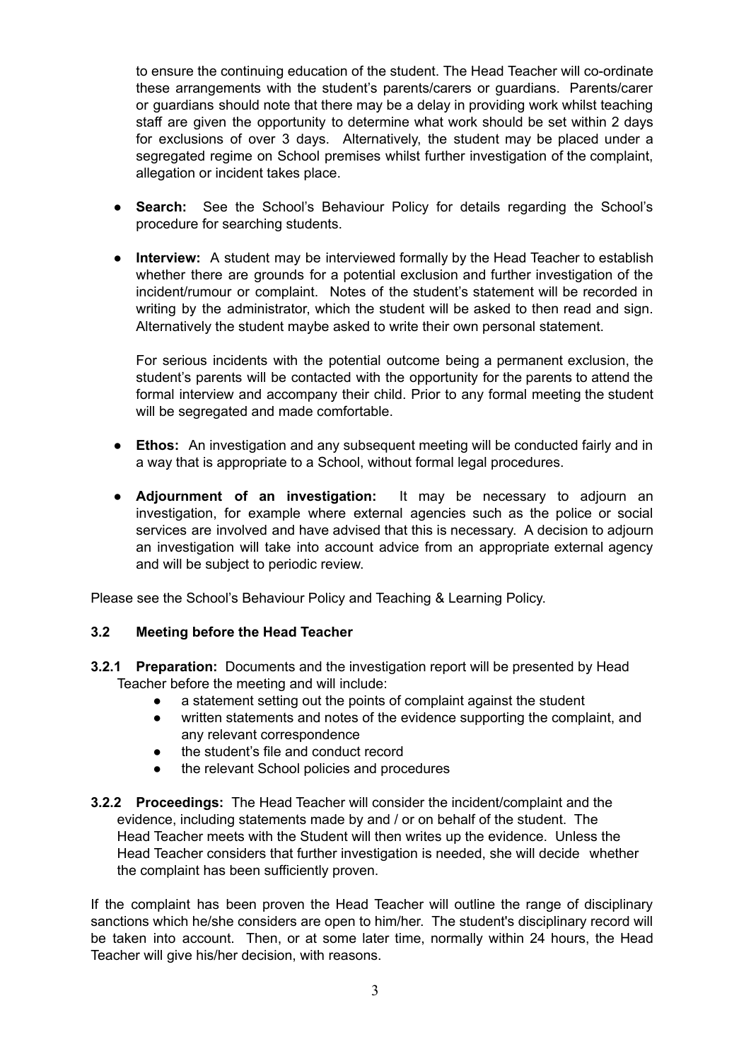to ensure the continuing education of the student. The Head Teacher will co-ordinate these arrangements with the student's parents/carers or guardians. Parents/carer or guardians should note that there may be a delay in providing work whilst teaching staff are given the opportunity to determine what work should be set within 2 days for exclusions of over 3 days. Alternatively, the student may be placed under a segregated regime on School premises whilst further investigation of the complaint, allegation or incident takes place.

- **Search:** See the School's Behaviour Policy for details regarding the School's procedure for searching students.

- **Interview:** A student may be interviewed formally by the Head Teacher to establish whether there are grounds for a potential exclusion and further investigation of the incident/rumour or complaint. Notes of the student's statement will be recorded in writing by the administrator, which the student will be asked to then read and sign. Alternatively the student maybe asked to write their own personal statement.

  For serious incidents with the potential outcome being a permanent exclusion, the student's parents will be contacted with the opportunity for the parents to attend the formal interview and accompany their child. Prior to any formal meeting the student will be segregated and made comfortable.

- **Ethos:** An investigation and any subsequent meeting will be conducted fairly and in a way that is appropriate to a School, without formal legal procedures.

- **Adjournment of an investigation:** It may be necessary to adjourn an investigation, for example where external agencies such as the police or social services are involved and have advised that this is necessary. A decision to adjourn an investigation will take into account advice from an appropriate external agency and will be subject to periodic review.

Please see the School's Behaviour Policy and Teaching & Learning Policy.

### 3.2 Meeting before the Head Teacher

**3.2.1 Preparation:** Documents and the investigation report will be presented by Head Teacher before the meeting and will include:

- a statement setting out the points of complaint against the student
- written statements and notes of the evidence supporting the complaint, and any relevant correspondence
- the student's file and conduct record
- the relevant School policies and procedures

**3.2.2 Proceedings:** The Head Teacher will consider the incident/complaint and the evidence, including statements made by and / or on behalf of the student. The Head Teacher meets with the Student will then writes up the evidence. Unless the Head Teacher considers that further investigation is needed, she will decide whether the complaint has been sufficiently proven.

If the complaint has been proven the Head Teacher will outline the range of disciplinary sanctions which he/she considers are open to him/her. The student's disciplinary record will be taken into account. Then, or at some later time, normally within 24 hours, the Head Teacher will give his/her decision, with reasons.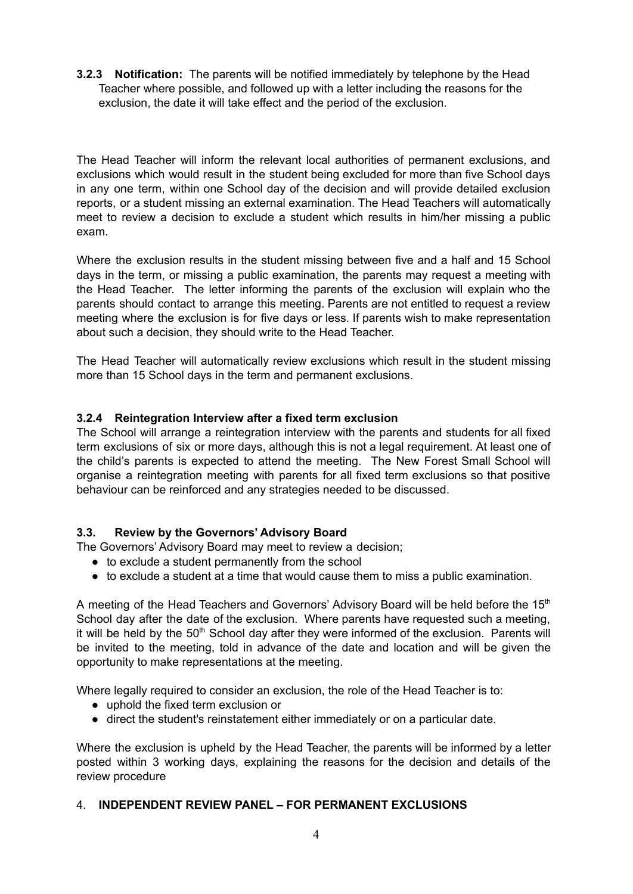**3.2.3 Notification:** The parents will be notified immediately by telephone by the Head Teacher where possible, and followed up with a letter including the reasons for the exclusion, the date it will take effect and the period of the exclusion.

The Head Teacher will inform the relevant local authorities of permanent exclusions, and exclusions which would result in the student being excluded for more than five School days in any one term, within one School day of the decision and will provide detailed exclusion reports, or a student missing an external examination. The Head Teachers will automatically meet to review a decision to exclude a student which results in him/her missing a public exam.

Where the exclusion results in the student missing between five and a half and 15 School days in the term, or missing a public examination, the parents may request a meeting with the Head Teacher. The letter informing the parents of the exclusion will explain who the parents should contact to arrange this meeting. Parents are not entitled to request a review meeting where the exclusion is for five days or less. If parents wish to make representation about such a decision, they should write to the Head Teacher.

The Head Teacher will automatically review exclusions which result in the student missing more than 15 School days in the term and permanent exclusions.

### 3.2.4 Reintegration Interview after a fixed term exclusion

The School will arrange a reintegration interview with the parents and students for all fixed term exclusions of six or more days, although this is not a legal requirement. At least one of the child's parents is expected to attend the meeting. The New Forest Small School will organise a reintegration meeting with parents for all fixed term exclusions so that positive behaviour can be reinforced and any strategies needed to be discussed.

### 3.3. Review by the Governors' Advisory Board

The Governors' Advisory Board may meet to review a decision;

- to exclude a student permanently from the school
- to exclude a student at a time that would cause them to miss a public examination.

A meeting of the Head Teachers and Governors' Advisory Board will be held before the 15th School day after the date of the exclusion. Where parents have requested such a meeting, it will be held by the 50th School day after they were informed of the exclusion. Parents will be invited to the meeting, told in advance of the date and location and will be given the opportunity to make representations at the meeting.

Where legally required to consider an exclusion, the role of the Head Teacher is to:

- uphold the fixed term exclusion or
- direct the student's reinstatement either immediately or on a particular date.

Where the exclusion is upheld by the Head Teacher, the parents will be informed by a letter posted within 3 working days, explaining the reasons for the decision and details of the review procedure

## 4. INDEPENDENT REVIEW PANEL – FOR PERMANENT EXCLUSIONS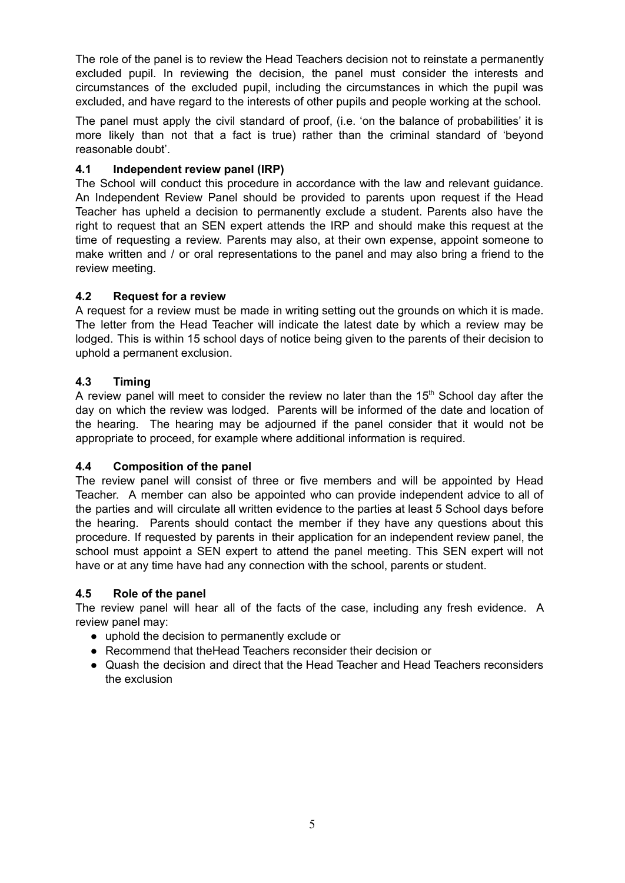The role of the panel is to review the Head Teachers decision not to reinstate a permanently excluded pupil. In reviewing the decision, the panel must consider the interests and circumstances of the excluded pupil, including the circumstances in which the pupil was excluded, and have regard to the interests of other pupils and people working at the school.

The panel must apply the civil standard of proof, (i.e. 'on the balance of probabilities' it is more likely than not that a fact is true) rather than the criminal standard of 'beyond reasonable doubt'.

### 4.1 Independent review panel (IRP)

The School will conduct this procedure in accordance with the law and relevant guidance. An Independent Review Panel should be provided to parents upon request if the Head Teacher has upheld a decision to permanently exclude a student. Parents also have the right to request that an SEN expert attends the IRP and should make this request at the time of requesting a review. Parents may also, at their own expense, appoint someone to make written and / or oral representations to the panel and may also bring a friend to the review meeting.

### 4.2 Request for a review

A request for a review must be made in writing setting out the grounds on which it is made. The letter from the Head Teacher will indicate the latest date by which a review may be lodged. This is within 15 school days of notice being given to the parents of their decision to uphold a permanent exclusion.

### 4.3 Timing

A review panel will meet to consider the review no later than the 15th School day after the day on which the review was lodged. Parents will be informed of the date and location of the hearing. The hearing may be adjourned if the panel consider that it would not be appropriate to proceed, for example where additional information is required.

### 4.4 Composition of the panel

The review panel will consist of three or five members and will be appointed by Head Teacher. A member can also be appointed who can provide independent advice to all of the parties and will circulate all written evidence to the parties at least 5 School days before the hearing. Parents should contact the member if they have any questions about this procedure. If requested by parents in their application for an independent review panel, the school must appoint a SEN expert to attend the panel meeting. This SEN expert will not have or at any time have had any connection with the school, parents or student.

### 4.5 Role of the panel

The review panel will hear all of the facts of the case, including any fresh evidence. A review panel may:

- uphold the decision to permanently exclude or
- Recommend that theHead Teachers reconsider their decision or
- Quash the decision and direct that the Head Teacher and Head Teachers reconsiders the exclusion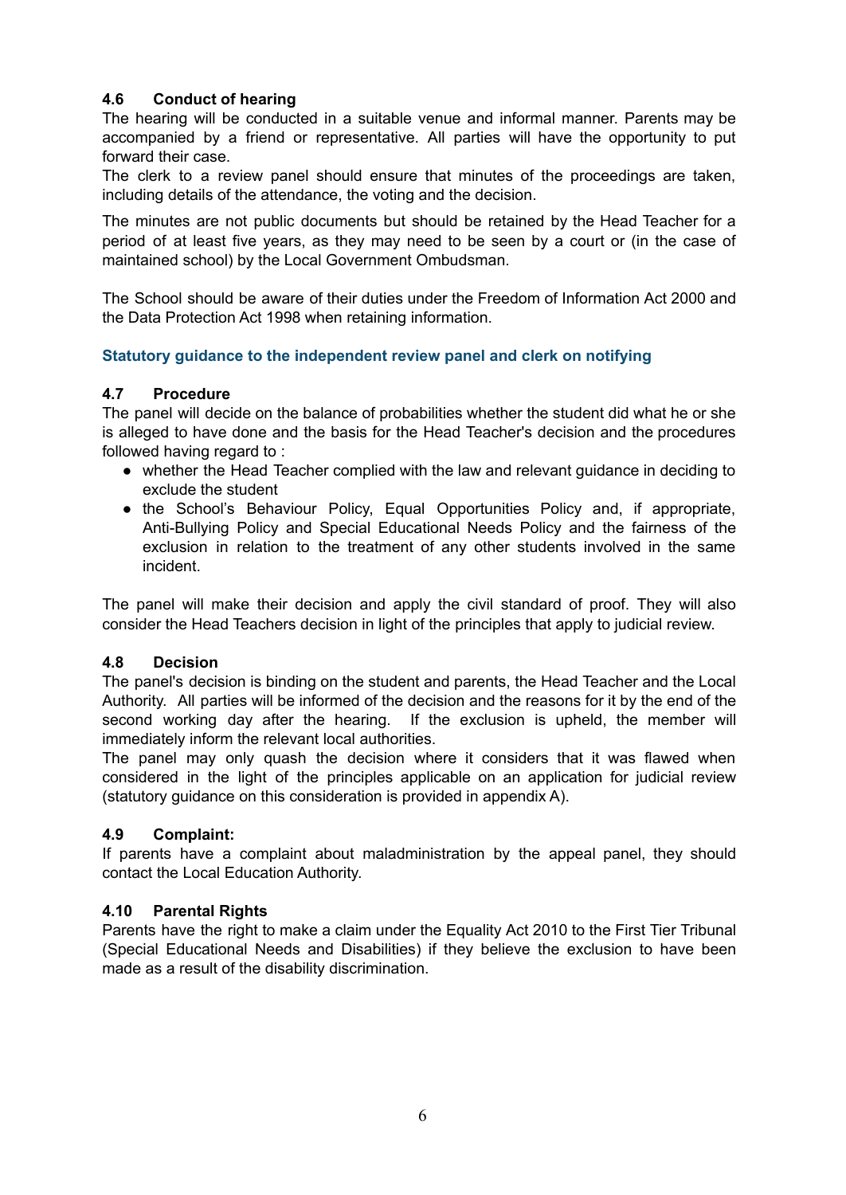### 4.6 Conduct of hearing

The hearing will be conducted in a suitable venue and informal manner. Parents may be accompanied by a friend or representative. All parties will have the opportunity to put forward their case.

The clerk to a review panel should ensure that minutes of the proceedings are taken, including details of the attendance, the voting and the decision.

The minutes are not public documents but should be retained by the Head Teacher for a period of at least five years, as they may need to be seen by a court or (in the case of maintained school) by the Local Government Ombudsman.

The School should be aware of their duties under the Freedom of Information Act 2000 and the Data Protection Act 1998 when retaining information.

**Statutory guidance to the independent review panel and clerk on notifying**

### 4.7 Procedure

The panel will decide on the balance of probabilities whether the student did what he or she is alleged to have done and the basis for the Head Teacher's decision and the procedures followed having regard to :

- whether the Head Teacher complied with the law and relevant guidance in deciding to exclude the student
- the School's Behaviour Policy, Equal Opportunities Policy and, if appropriate, Anti-Bullying Policy and Special Educational Needs Policy and the fairness of the exclusion in relation to the treatment of any other students involved in the same incident.

The panel will make their decision and apply the civil standard of proof. They will also consider the Head Teachers decision in light of the principles that apply to judicial review.

### 4.8 Decision

The panel's decision is binding on the student and parents, the Head Teacher and the Local Authority. All parties will be informed of the decision and the reasons for it by the end of the second working day after the hearing. If the exclusion is upheld, the member will immediately inform the relevant local authorities.

The panel may only quash the decision where it considers that it was flawed when considered in the light of the principles applicable on an application for judicial review (statutory guidance on this consideration is provided in appendix A).

### 4.9 Complaint:

If parents have a complaint about maladministration by the appeal panel, they should contact the Local Education Authority.

### 4.10 Parental Rights

Parents have the right to make a claim under the Equality Act 2010 to the First Tier Tribunal (Special Educational Needs and Disabilities) if they believe the exclusion to have been made as a result of the disability discrimination.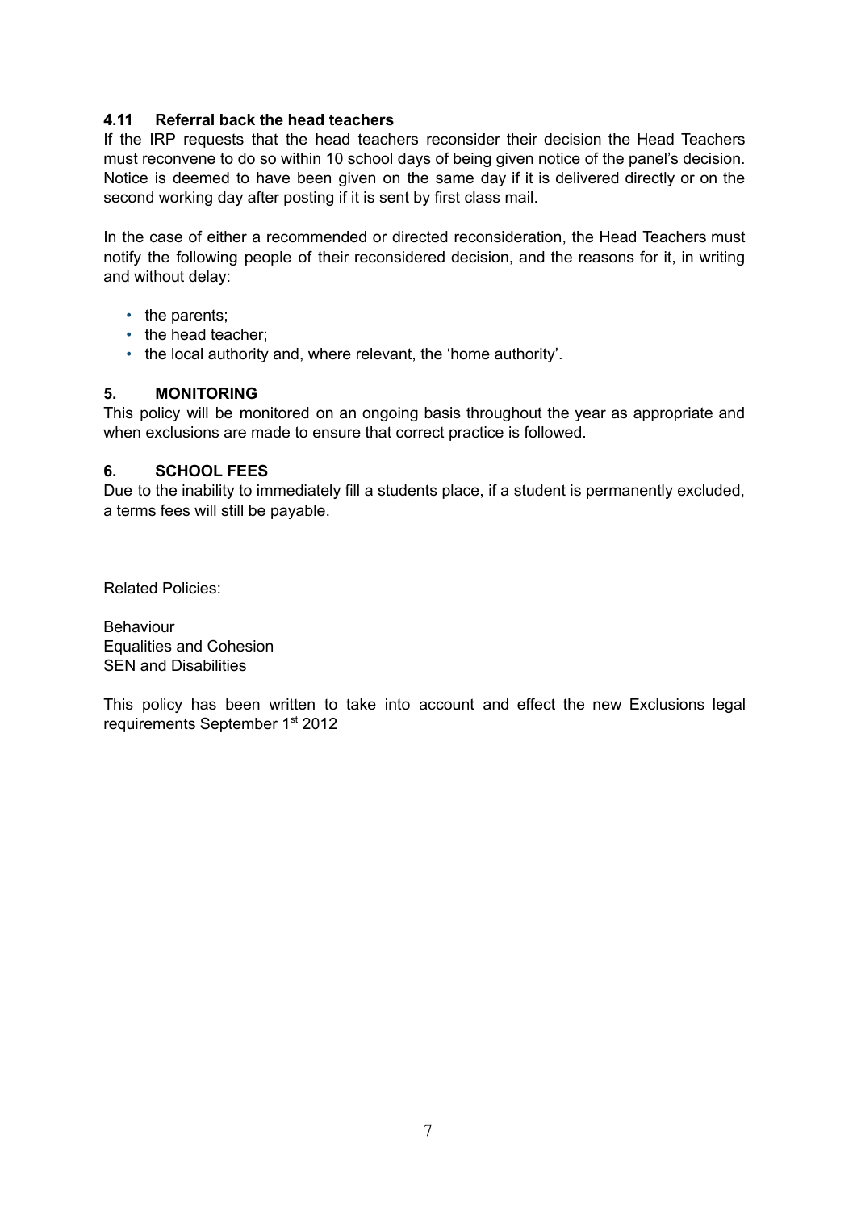### 4.11 Referral back the head teachers

If the IRP requests that the head teachers reconsider their decision the Head Teachers must reconvene to do so within 10 school days of being given notice of the panel's decision. Notice is deemed to have been given on the same day if it is delivered directly or on the second working day after posting if it is sent by first class mail.

In the case of either a recommended or directed reconsideration, the Head Teachers must notify the following people of their reconsidered decision, and the reasons for it, in writing and without delay:

- the parents;
- the head teacher;
- the local authority and, where relevant, the 'home authority'.

## 5. MONITORING

This policy will be monitored on an ongoing basis throughout the year as appropriate and when exclusions are made to ensure that correct practice is followed.

## 6. SCHOOL FEES

Due to the inability to immediately fill a students place, if a student is permanently excluded, a terms fees will still be payable.

Related Policies:

Behaviour
Equalities and Cohesion
SEN and Disabilities

This policy has been written to take into account and effect the new Exclusions legal requirements September 1st 2012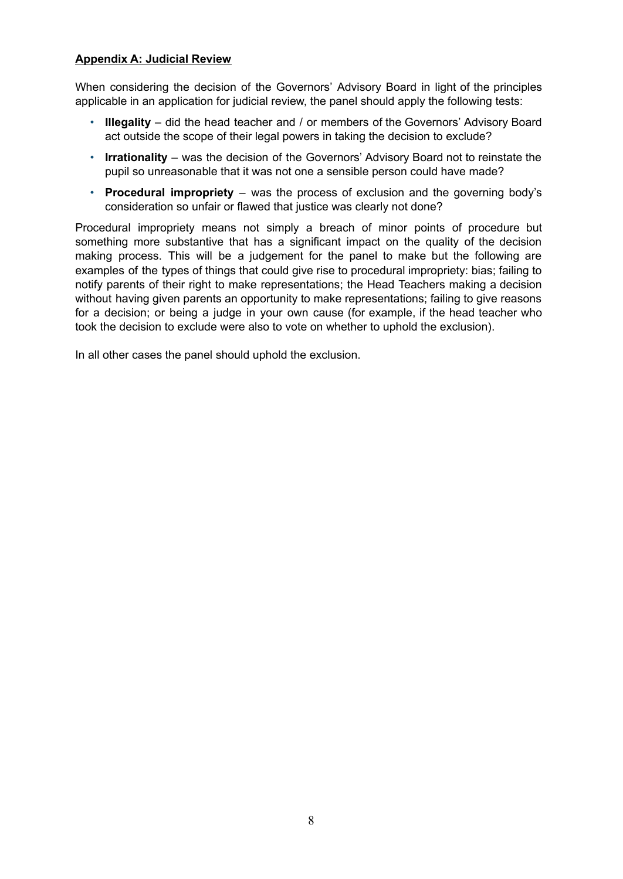**Appendix A: Judicial Review**

When considering the decision of the Governors' Advisory Board in light of the principles applicable in an application for judicial review, the panel should apply the following tests:

- **Illegality** – did the head teacher and / or members of the Governors' Advisory Board act outside the scope of their legal powers in taking the decision to exclude?
- **Irrationality** – was the decision of the Governors' Advisory Board not to reinstate the pupil so unreasonable that it was not one a sensible person could have made?
- **Procedural impropriety** – was the process of exclusion and the governing body's consideration so unfair or flawed that justice was clearly not done?

Procedural impropriety means not simply a breach of minor points of procedure but something more substantive that has a significant impact on the quality of the decision making process. This will be a judgement for the panel to make but the following are examples of the types of things that could give rise to procedural impropriety: bias; failing to notify parents of their right to make representations; the Head Teachers making a decision without having given parents an opportunity to make representations; failing to give reasons for a decision; or being a judge in your own cause (for example, if the head teacher who took the decision to exclude were also to vote on whether to uphold the exclusion).

In all other cases the panel should uphold the exclusion.